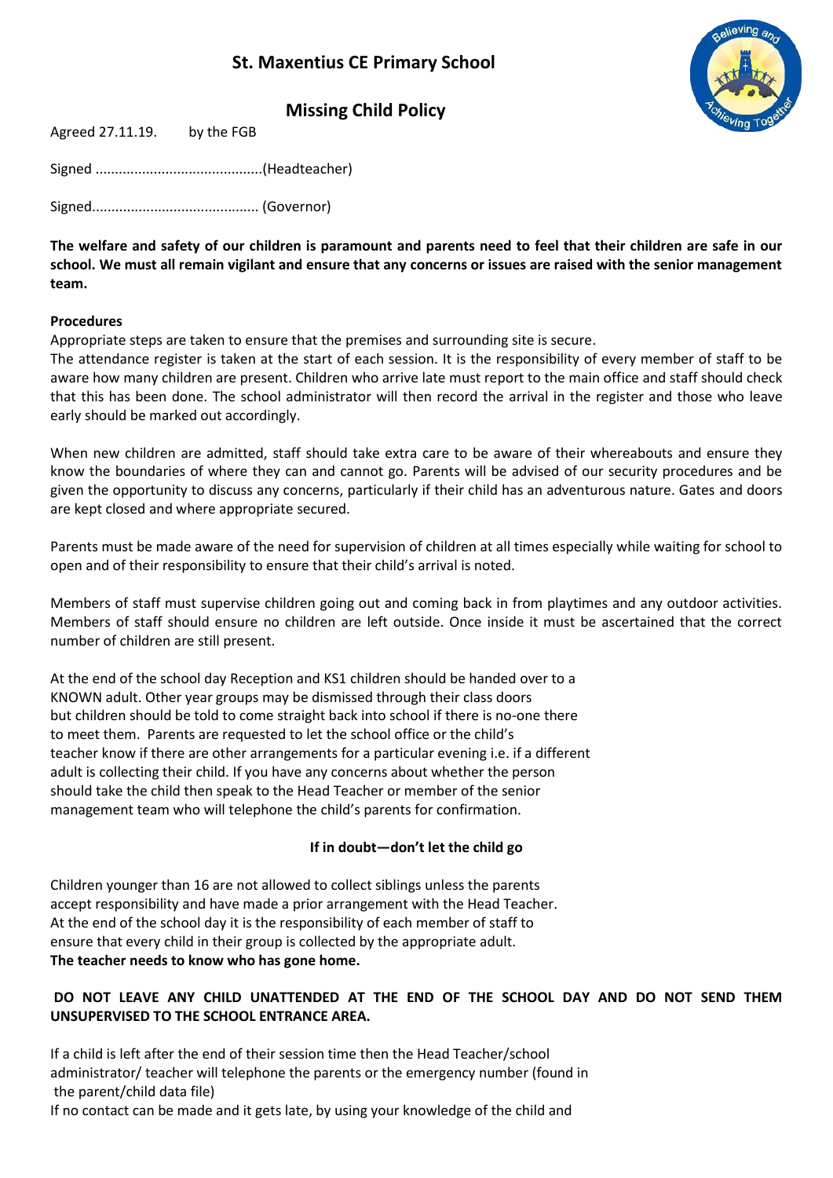# St. Maxentius CE Primary School

## Missing Child Policy

Agreed 27.11.19. by the FGB

Signed ...........................................(Headteacher)

Signed.......................................... (Governor)

**The welfare and safety of our children is paramount and parents need to feel that their children are safe in our school. We must all remain vigilant and ensure that any concerns or issues are raised with the senior management team.**

**Procedures**

Appropriate steps are taken to ensure that the premises and surrounding site is secure.

The attendance register is taken at the start of each session. It is the responsibility of every member of staff to be aware how many children are present. Children who arrive late must report to the main office and staff should check that this has been done. The school administrator will then record the arrival in the register and those who leave early should be marked out accordingly.

When new children are admitted, staff should take extra care to be aware of their whereabouts and ensure they know the boundaries of where they can and cannot go. Parents will be advised of our security procedures and be given the opportunity to discuss any concerns, particularly if their child has an adventurous nature. Gates and doors are kept closed and where appropriate secured.

Parents must be made aware of the need for supervision of children at all times especially while waiting for school to open and of their responsibility to ensure that their child's arrival is noted.

Members of staff must supervise children going out and coming back in from playtimes and any outdoor activities. Members of staff should ensure no children are left outside. Once inside it must be ascertained that the correct number of children are still present.

At the end of the school day Reception and KS1 children should be handed over to a KNOWN adult. Other year groups may be dismissed through their class doors but children should be told to come straight back into school if there is no-one there to meet them. Parents are requested to let the school office or the child's teacher know if there are other arrangements for a particular evening i.e. if a different adult is collecting their child. If you have any concerns about whether the person should take the child then speak to the Head Teacher or member of the senior management team who will telephone the child's parents for confirmation.

**If in doubt—don't let the child go**

Children younger than 16 are not allowed to collect siblings unless the parents accept responsibility and have made a prior arrangement with the Head Teacher. At the end of the school day it is the responsibility of each member of staff to ensure that every child in their group is collected by the appropriate adult.
**The teacher needs to know who has gone home.**

**DO NOT LEAVE ANY CHILD UNATTENDED AT THE END OF THE SCHOOL DAY AND DO NOT SEND THEM UNSUPERVISED TO THE SCHOOL ENTRANCE AREA.**

If a child is left after the end of their session time then the Head Teacher/school administrator/ teacher will telephone the parents or the emergency number (found in the parent/child data file)

If no contact can be made and it gets late, by using your knowledge of the child and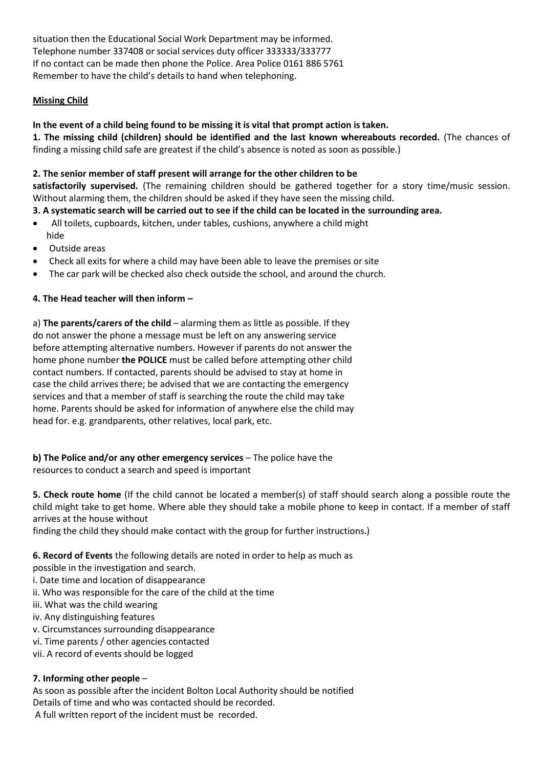situation then the Educational Social Work Department may be informed.
Telephone number 337408 or social services duty officer 333333/333777
If no contact can be made then phone the Police. Area Police 0161 886 5761
Remember to have the child's details to hand when telephoning.

**Missing Child**

**In the event of a child being found to be missing it is vital that prompt action is taken.**

**1. The missing child (children) should be identified and the last known whereabouts recorded.** (The chances of finding a missing child safe are greatest if the child's absence is noted as soon as possible.)

**2. The senior member of staff present will arrange for the other children to be satisfactorily supervised.** (The remaining children should be gathered together for a story time/music session. Without alarming them, the children should be asked if they have seen the missing child.

**3. A systematic search will be carried out to see if the child can be located in the surrounding area.**

- All toilets, cupboards, kitchen, under tables, cushions, anywhere a child might hide
- Outside areas
- Check all exits for where a child may have been able to leave the premises or site
- The car park will be checked also check outside the school, and around the church.

**4. The Head teacher will then inform –**

a) **The parents/carers of the child** – alarming them as little as possible. If they do not answer the phone a message must be left on any answering service before attempting alternative numbers. However if parents do not answer the home phone number **the POLICE** must be called before attempting other child contact numbers. If contacted, parents should be advised to stay at home in case the child arrives there; be advised that we are contacting the emergency services and that a member of staff is searching the route the child may take home. Parents should be asked for information of anywhere else the child may head for. e.g. grandparents, other relatives, local park, etc.

**b) The Police and/or any other emergency services** – The police have the resources to conduct a search and speed is important

**5. Check route home** (If the child cannot be located a member(s) of staff should search along a possible route the child might take to get home. Where able they should take a mobile phone to keep in contact. If a member of staff arrives at the house without finding the child they should make contact with the group for further instructions.)

**6. Record of Events** the following details are noted in order to help as much as possible in the investigation and search.

i. Date time and location of disappearance
ii. Who was responsible for the care of the child at the time
iii. What was the child wearing
iv. Any distinguishing features
v. Circumstances surrounding disappearance
vi. Time parents / other agencies contacted
vii. A record of events should be logged

**7. Informing other people** –

As soon as possible after the incident Bolton Local Authority should be notified
Details of time and who was contacted should be recorded.
A full written report of the incident must be recorded.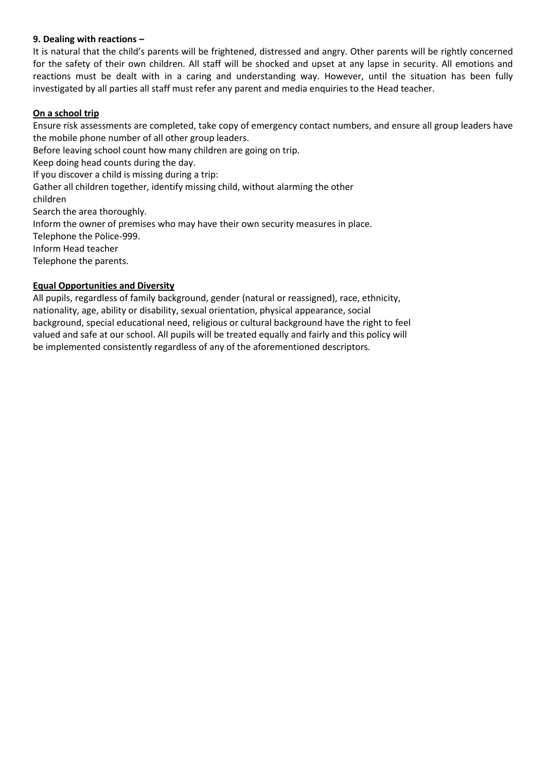**9. Dealing with reactions –**

It is natural that the child's parents will be frightened, distressed and angry. Other parents will be rightly concerned for the safety of their own children. All staff will be shocked and upset at any lapse in security. All emotions and reactions must be dealt with in a caring and understanding way. However, until the situation has been fully investigated by all parties all staff must refer any parent and media enquiries to the Head teacher.

**On a school trip**

Ensure risk assessments are completed, take copy of emergency contact numbers, and ensure all group leaders have the mobile phone number of all other group leaders.

Before leaving school count how many children are going on trip.

Keep doing head counts during the day.

If you discover a child is missing during a trip:

Gather all children together, identify missing child, without alarming the other children

Search the area thoroughly.

Inform the owner of premises who may have their own security measures in place.

Telephone the Police-999.

Inform Head teacher

Telephone the parents.

**Equal Opportunities and Diversity**

All pupils, regardless of family background, gender (natural or reassigned), race, ethnicity, nationality, age, ability or disability, sexual orientation, physical appearance, social background, special educational need, religious or cultural background have the right to feel valued and safe at our school. All pupils will be treated equally and fairly and this policy will be implemented consistently regardless of any of the aforementioned descriptors.